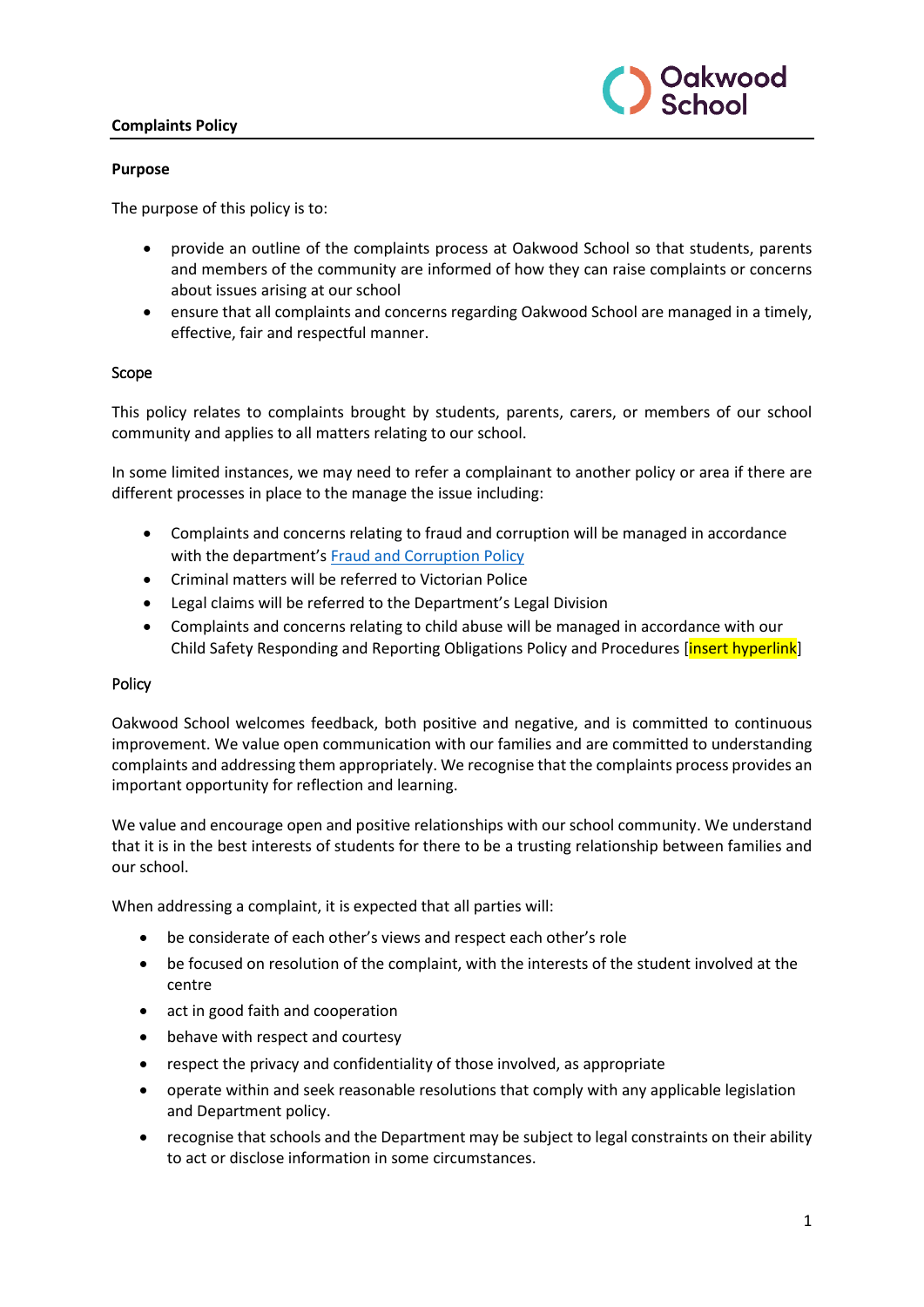**Complaints Policy**

**Purpose**

The purpose of this policy is to:

- provide an outline of the complaints process at Oakwood School so that students, parents and members of the community are informed of how they can raise complaints or concerns about issues arising at our school
- ensure that all complaints and concerns regarding Oakwood School are managed in a timely, effective, fair and respectful manner.

Scope

This policy relates to complaints brought by students, parents, carers, or members of our school community and applies to all matters relating to our school.

In some limited instances, we may need to refer a complainant to another policy or area if there are different processes in place to the manage the issue including:

- Complaints and concerns relating to fraud and corruption will be managed in accordance with the department's Fraud and Corruption Policy
- Criminal matters will be referred to Victorian Police
- Legal claims will be referred to the Department's Legal Division
- Complaints and concerns relating to child abuse will be managed in accordance with our Child Safety Responding and Reporting Obligations Policy and Procedures [insert hyperlink]

Policy

Oakwood School welcomes feedback, both positive and negative, and is committed to continuous improvement. We value open communication with our families and are committed to understanding complaints and addressing them appropriately. We recognise that the complaints process provides an important opportunity for reflection and learning.

We value and encourage open and positive relationships with our school community. We understand that it is in the best interests of students for there to be a trusting relationship between families and our school.

When addressing a complaint, it is expected that all parties will:

- be considerate of each other's views and respect each other's role
- be focused on resolution of the complaint, with the interests of the student involved at the centre
- act in good faith and cooperation
- behave with respect and courtesy
- respect the privacy and confidentiality of those involved, as appropriate
- operate within and seek reasonable resolutions that comply with any applicable legislation and Department policy.
- recognise that schools and the Department may be subject to legal constraints on their ability to act or disclose information in some circumstances.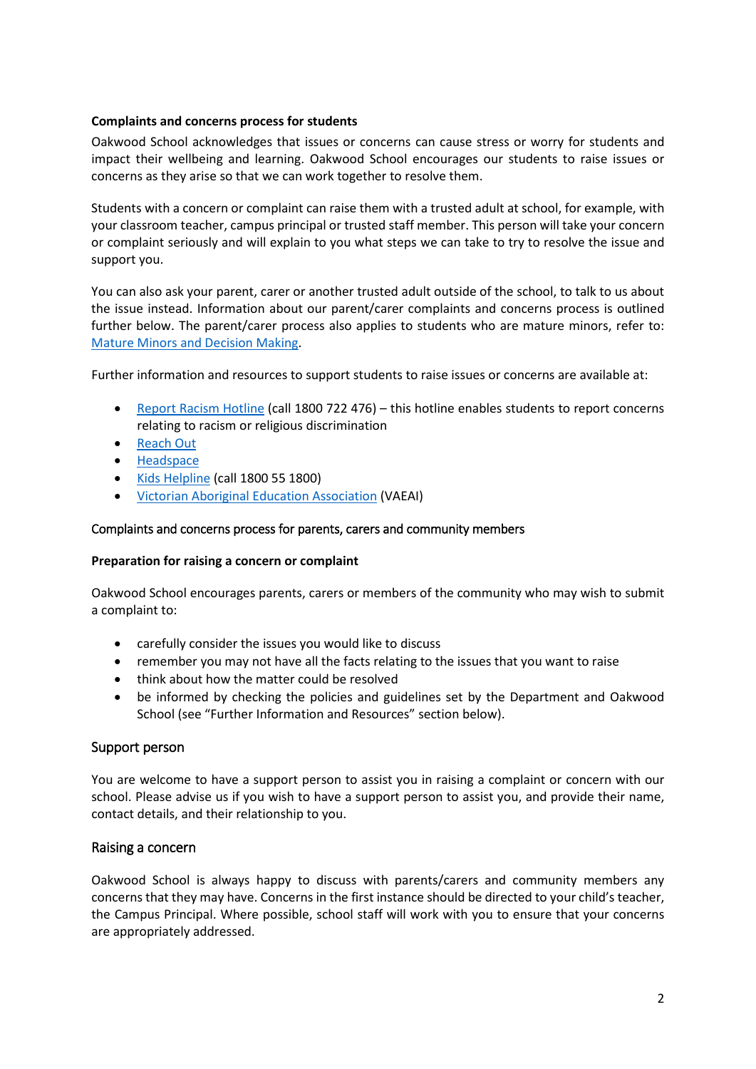**Complaints and concerns process for students**

Oakwood School acknowledges that issues or concerns can cause stress or worry for students and impact their wellbeing and learning. Oakwood School encourages our students to raise issues or concerns as they arise so that we can work together to resolve them.

Students with a concern or complaint can raise them with a trusted adult at school, for example, with your classroom teacher, campus principal or trusted staff member. This person will take your concern or complaint seriously and will explain to you what steps we can take to try to resolve the issue and support you.

You can also ask your parent, carer or another trusted adult outside of the school, to talk to us about the issue instead. Information about our parent/carer complaints and concerns process is outlined further below. The parent/carer process also applies to students who are mature minors, refer to: [Mature Minors and Decision Making](#).

Further information and resources to support students to raise issues or concerns are available at:

- [Report Racism Hotline](#) (call 1800 722 476) – this hotline enables students to report concerns relating to racism or religious discrimination
- [Reach Out](#)
- [Headspace](#)
- [Kids Helpline](#) (call 1800 55 1800)
- [Victorian Aboriginal Education Association](#) (VAEAI)

## Complaints and concerns process for parents, carers and community members

**Preparation for raising a concern or complaint**

Oakwood School encourages parents, carers or members of the community who may wish to submit a complaint to:

- carefully consider the issues you would like to discuss
- remember you may not have all the facts relating to the issues that you want to raise
- think about how the matter could be resolved
- be informed by checking the policies and guidelines set by the Department and Oakwood School (see "Further Information and Resources" section below).

### Support person

You are welcome to have a support person to assist you in raising a complaint or concern with our school. Please advise us if you wish to have a support person to assist you, and provide their name, contact details, and their relationship to you.

### Raising a concern

Oakwood School is always happy to discuss with parents/carers and community members any concerns that they may have. Concerns in the first instance should be directed to your child's teacher, the Campus Principal. Where possible, school staff will work with you to ensure that your concerns are appropriately addressed.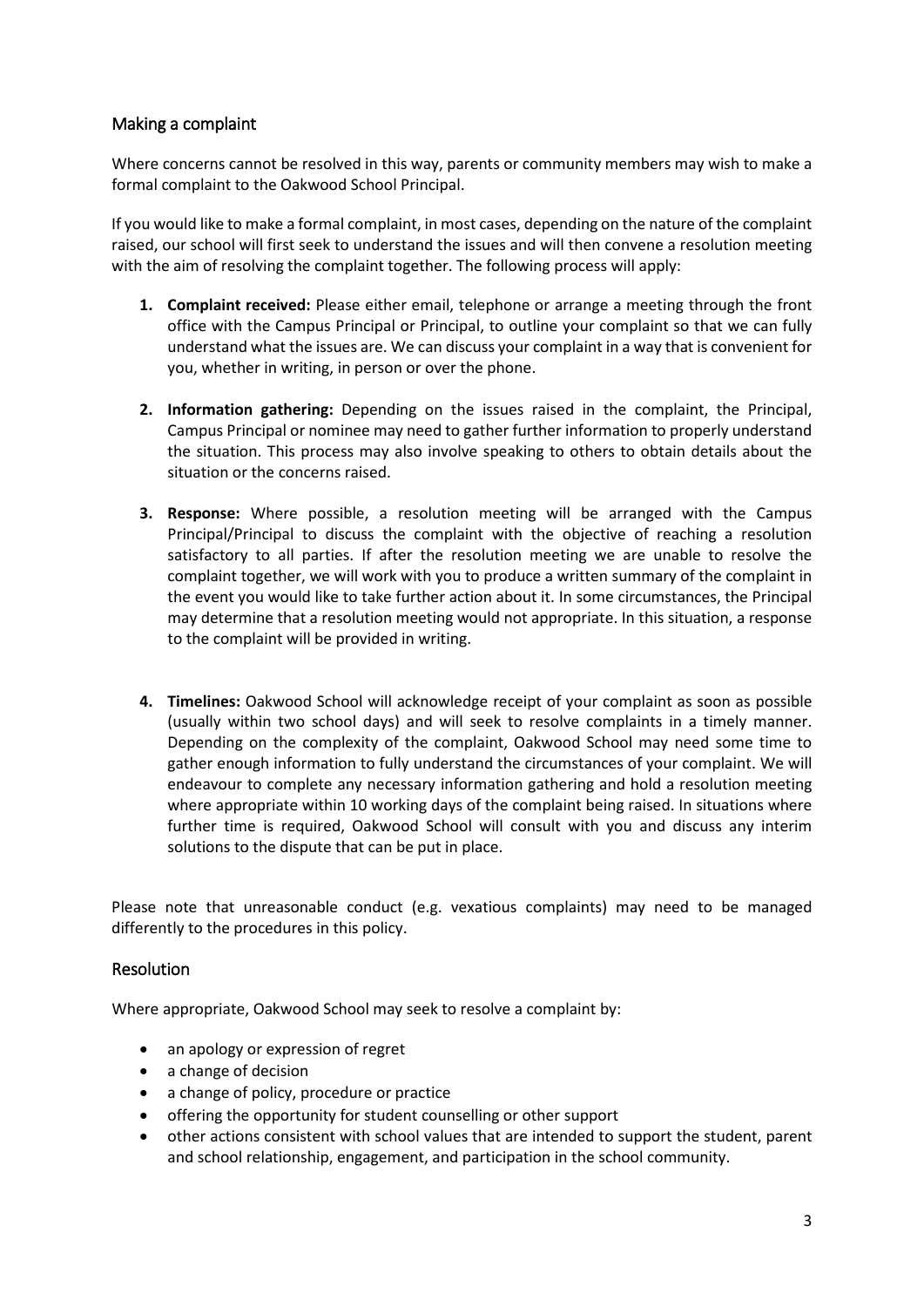## Making a complaint

Where concerns cannot be resolved in this way, parents or community members may wish to make a formal complaint to the Oakwood School Principal.

If you would like to make a formal complaint, in most cases, depending on the nature of the complaint raised, our school will first seek to understand the issues and will then convene a resolution meeting with the aim of resolving the complaint together. The following process will apply:

1. **Complaint received:** Please either email, telephone or arrange a meeting through the front office with the Campus Principal or Principal, to outline your complaint so that we can fully understand what the issues are. We can discuss your complaint in a way that is convenient for you, whether in writing, in person or over the phone.

2. **Information gathering:** Depending on the issues raised in the complaint, the Principal, Campus Principal or nominee may need to gather further information to properly understand the situation. This process may also involve speaking to others to obtain details about the situation or the concerns raised.

3. **Response:** Where possible, a resolution meeting will be arranged with the Campus Principal/Principal to discuss the complaint with the objective of reaching a resolution satisfactory to all parties. If after the resolution meeting we are unable to resolve the complaint together, we will work with you to produce a written summary of the complaint in the event you would like to take further action about it. In some circumstances, the Principal may determine that a resolution meeting would not appropriate. In this situation, a response to the complaint will be provided in writing.

4. **Timelines:** Oakwood School will acknowledge receipt of your complaint as soon as possible (usually within two school days) and will seek to resolve complaints in a timely manner. Depending on the complexity of the complaint, Oakwood School may need some time to gather enough information to fully understand the circumstances of your complaint. We will endeavour to complete any necessary information gathering and hold a resolution meeting where appropriate within 10 working days of the complaint being raised. In situations where further time is required, Oakwood School will consult with you and discuss any interim solutions to the dispute that can be put in place.

Please note that unreasonable conduct (e.g. vexatious complaints) may need to be managed differently to the procedures in this policy.

## Resolution

Where appropriate, Oakwood School may seek to resolve a complaint by:

- an apology or expression of regret
- a change of decision
- a change of policy, procedure or practice
- offering the opportunity for student counselling or other support
- other actions consistent with school values that are intended to support the student, parent and school relationship, engagement, and participation in the school community.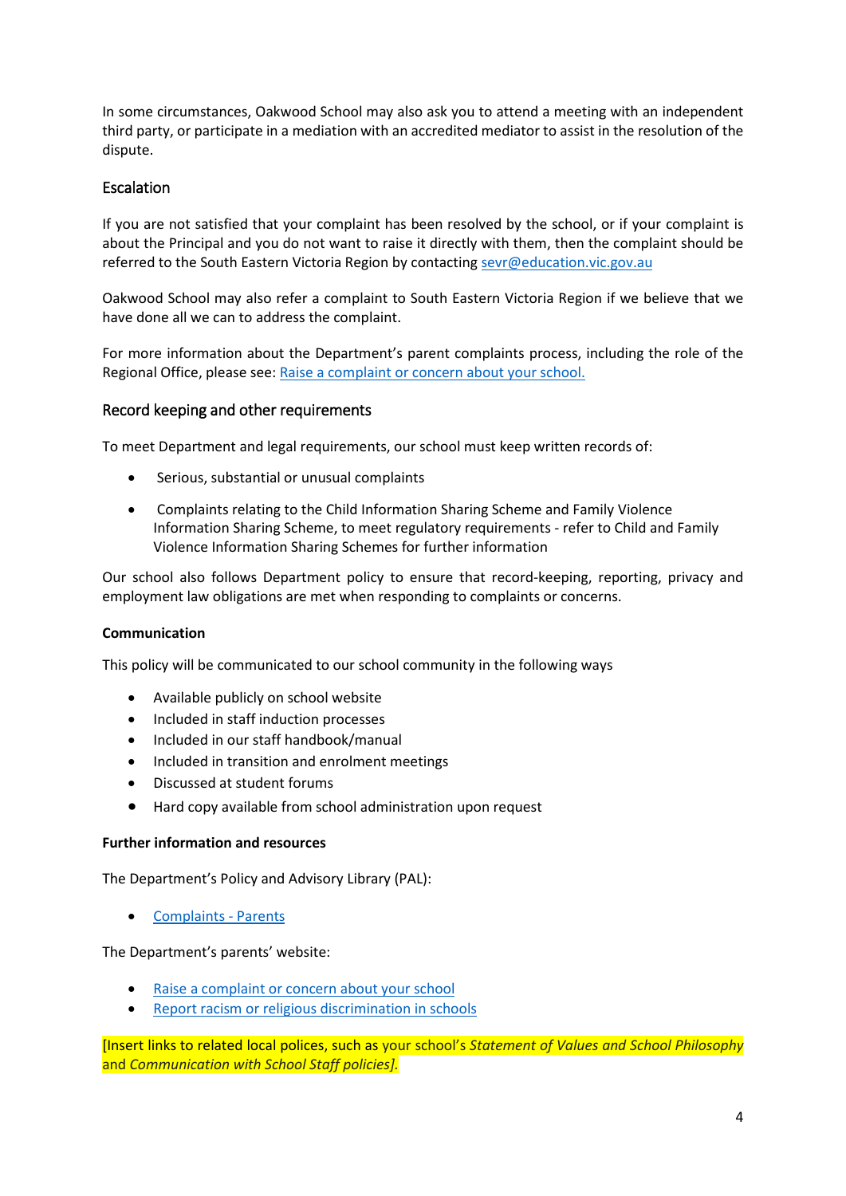In some circumstances, Oakwood School may also ask you to attend a meeting with an independent third party, or participate in a mediation with an accredited mediator to assist in the resolution of the dispute.

## Escalation

If you are not satisfied that your complaint has been resolved by the school, or if your complaint is about the Principal and you do not want to raise it directly with them, then the complaint should be referred to the South Eastern Victoria Region by contacting [sevr@education.vic.gov.au](mailto:sevr@education.vic.gov.au)

Oakwood School may also refer a complaint to South Eastern Victoria Region if we believe that we have done all we can to address the complaint.

For more information about the Department's parent complaints process, including the role of the Regional Office, please see: [Raise a complaint or concern about your school.]()

## Record keeping and other requirements

To meet Department and legal requirements, our school must keep written records of:

- Serious, substantial or unusual complaints
- Complaints relating to the Child Information Sharing Scheme and Family Violence Information Sharing Scheme, to meet regulatory requirements - refer to Child and Family Violence Information Sharing Schemes for further information

Our school also follows Department policy to ensure that record-keeping, reporting, privacy and employment law obligations are met when responding to complaints or concerns.

**Communication**

This policy will be communicated to our school community in the following ways

- Available publicly on school website
- Included in staff induction processes
- Included in our staff handbook/manual
- Included in transition and enrolment meetings
- Discussed at student forums
- Hard copy available from school administration upon request

**Further information and resources**

The Department's Policy and Advisory Library (PAL):

- [Complaints - Parents]()

The Department's parents' website:

- [Raise a complaint or concern about your school]()
- [Report racism or religious discrimination in schools]()

[Insert links to related local polices, such as your school's *Statement of Values and School Philosophy* and *Communication with School Staff policies]*.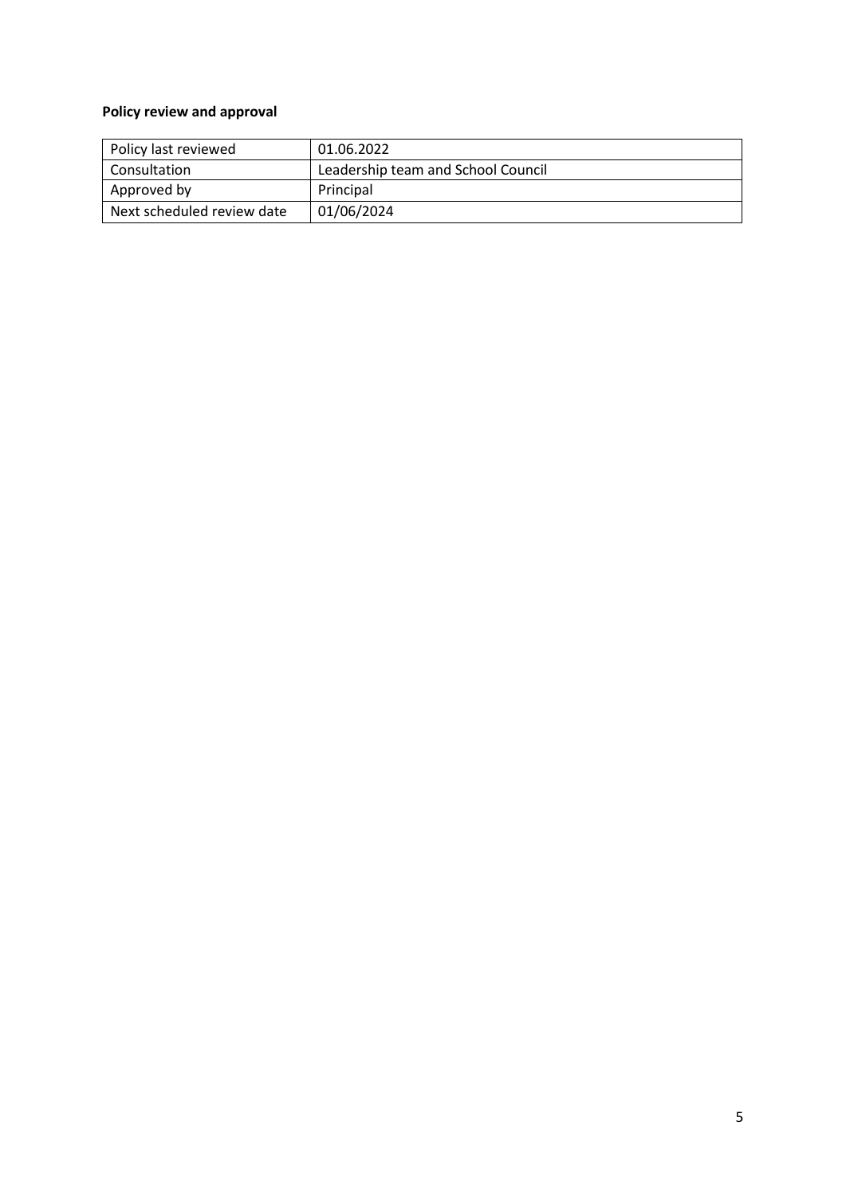**Policy review and approval**

| | |
|---|---|
| Policy last reviewed | 01.06.2022 |
| Consultation | Leadership team and School Council |
| Approved by | Principal |
| Next scheduled review date | 01/06/2024 |